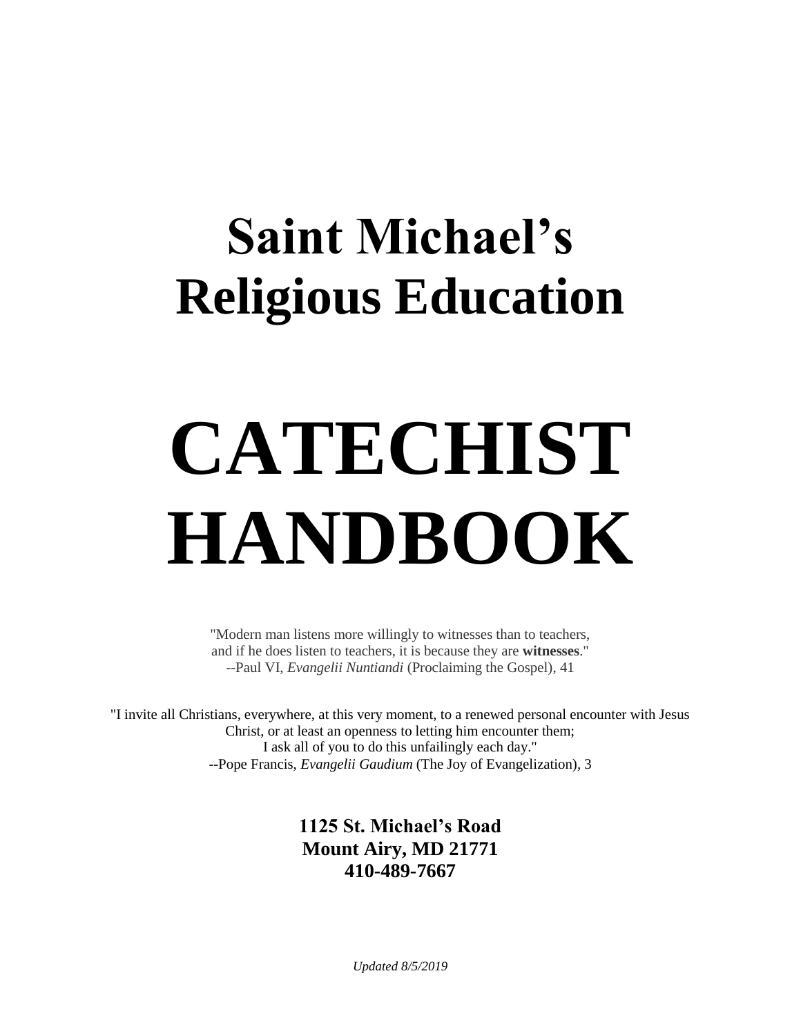# Saint Michael's Religious Education

# CATECHIST HANDBOOK

"Modern man listens more willingly to witnesses than to teachers, and if he does listen to teachers, it is because they are **witnesses**."
--Paul VI, *Evangelii Nuntiandi* (Proclaiming the Gospel), 41

"I invite all Christians, everywhere, at this very moment, to a renewed personal encounter with Jesus Christ, or at least an openness to letting him encounter them; I ask all of you to do this unfailingly each day."
--Pope Francis, *Evangelii Gaudium* (The Joy of Evangelization), 3

**1125 St. Michael's Road**
**Mount Airy, MD 21771**
**410-489-7667**

*Updated 8/5/2019*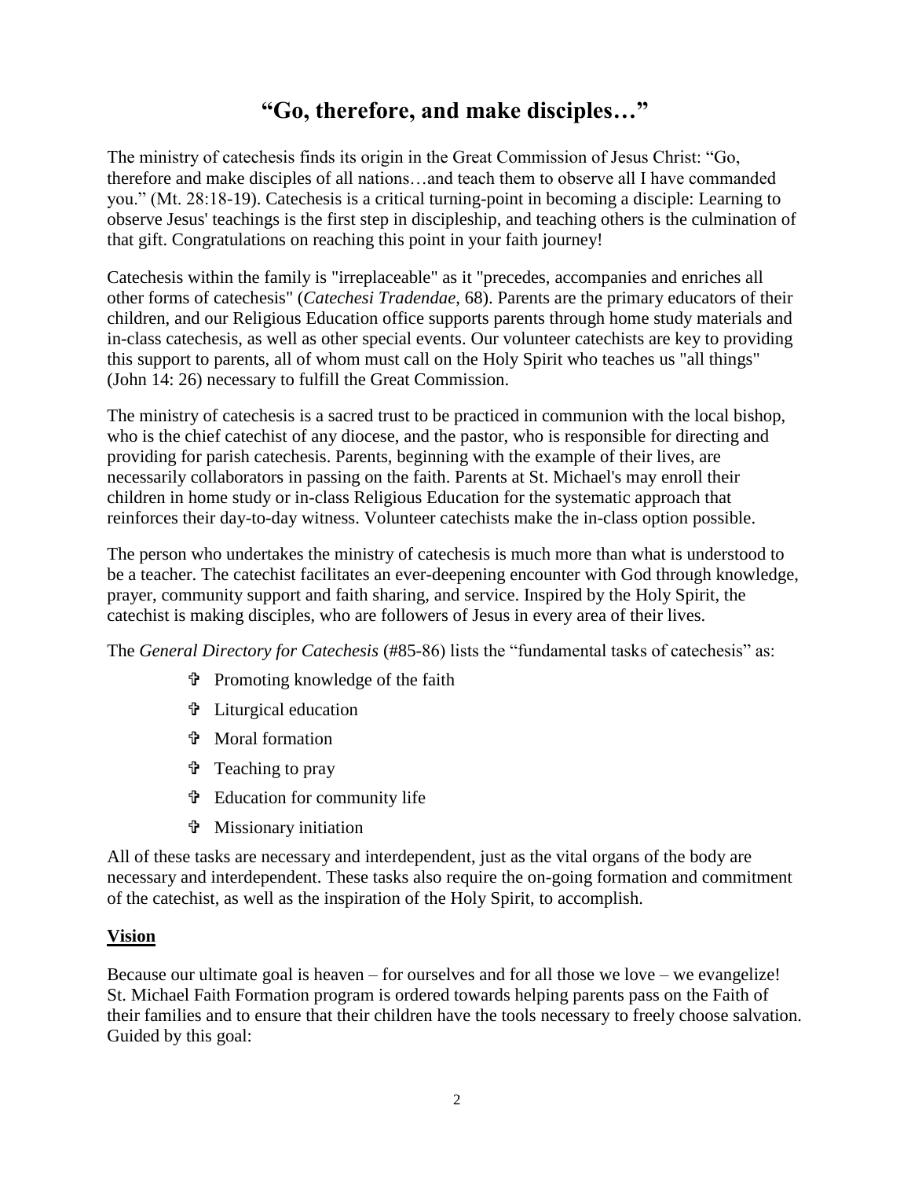# "Go, therefore, and make disciples…"

The ministry of catechesis finds its origin in the Great Commission of Jesus Christ: "Go, therefore and make disciples of all nations…and teach them to observe all I have commanded you." (Mt. 28:18-19). Catechesis is a critical turning-point in becoming a disciple: Learning to observe Jesus' teachings is the first step in discipleship, and teaching others is the culmination of that gift. Congratulations on reaching this point in your faith journey!

Catechesis within the family is "irreplaceable" as it "precedes, accompanies and enriches all other forms of catechesis" (*Catechesi Tradendae*, 68). Parents are the primary educators of their children, and our Religious Education office supports parents through home study materials and in-class catechesis, as well as other special events. Our volunteer catechists are key to providing this support to parents, all of whom must call on the Holy Spirit who teaches us "all things" (John 14: 26) necessary to fulfill the Great Commission.

The ministry of catechesis is a sacred trust to be practiced in communion with the local bishop, who is the chief catechist of any diocese, and the pastor, who is responsible for directing and providing for parish catechesis. Parents, beginning with the example of their lives, are necessarily collaborators in passing on the faith. Parents at St. Michael's may enroll their children in home study or in-class Religious Education for the systematic approach that reinforces their day-to-day witness. Volunteer catechists make the in-class option possible.

The person who undertakes the ministry of catechesis is much more than what is understood to be a teacher. The catechist facilitates an ever-deepening encounter with God through knowledge, prayer, community support and faith sharing, and service. Inspired by the Holy Spirit, the catechist is making disciples, who are followers of Jesus in every area of their lives.

The *General Directory for Catechesis* (#85-86) lists the "fundamental tasks of catechesis" as:

- Promoting knowledge of the faith
- Liturgical education
- Moral formation
- Teaching to pray
- Education for community life
- Missionary initiation

All of these tasks are necessary and interdependent, just as the vital organs of the body are necessary and interdependent. These tasks also require the on-going formation and commitment of the catechist, as well as the inspiration of the Holy Spirit, to accomplish.

## Vision

Because our ultimate goal is heaven – for ourselves and for all those we love – we evangelize! St. Michael Faith Formation program is ordered towards helping parents pass on the Faith of their families and to ensure that their children have the tools necessary to freely choose salvation. Guided by this goal: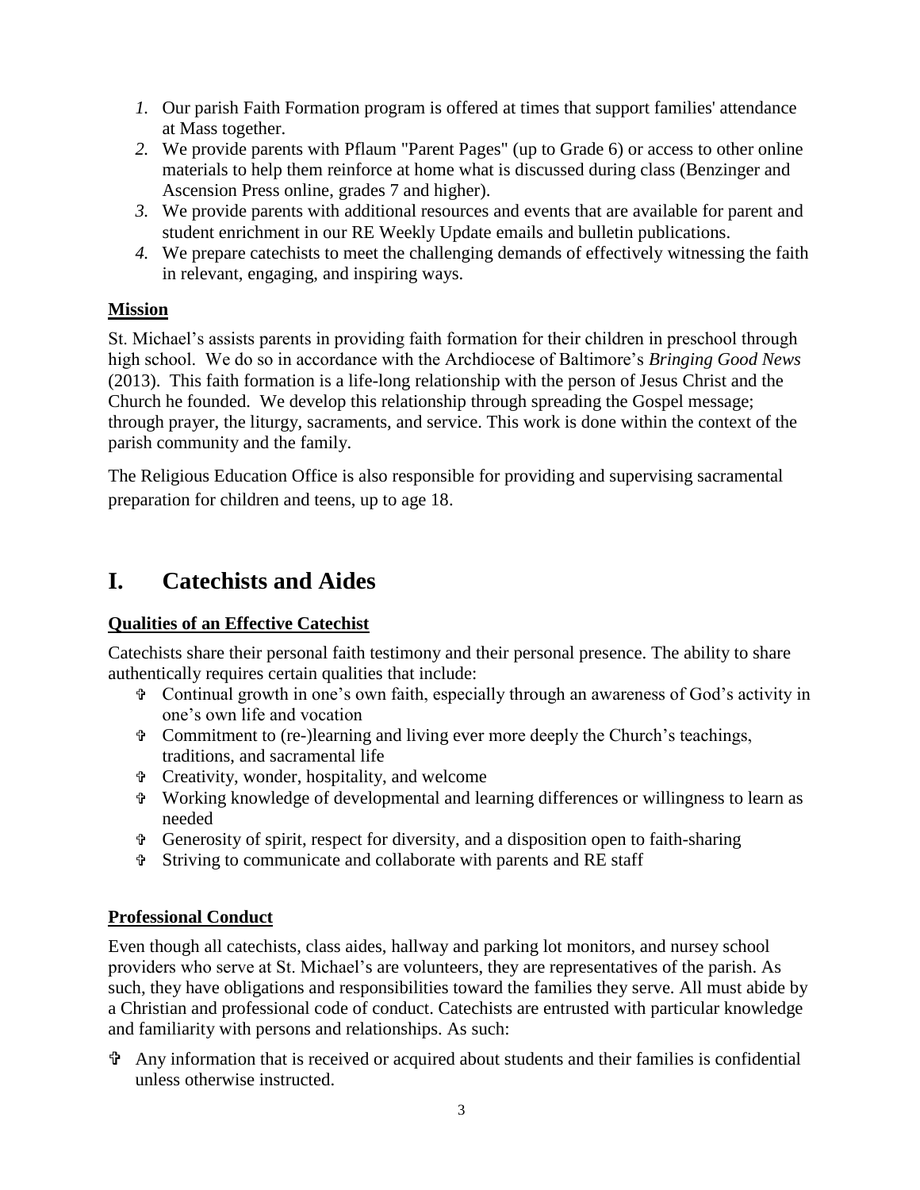1. Our parish Faith Formation program is offered at times that support families' attendance at Mass together.
2. We provide parents with Pflaum "Parent Pages" (up to Grade 6) or access to other online materials to help them reinforce at home what is discussed during class (Benzinger and Ascension Press online, grades 7 and higher).
3. We provide parents with additional resources and events that are available for parent and student enrichment in our RE Weekly Update emails and bulletin publications.
4. We prepare catechists to meet the challenging demands of effectively witnessing the faith in relevant, engaging, and inspiring ways.

**Mission**

St. Michael's assists parents in providing faith formation for their children in preschool through high school. We do so in accordance with the Archdiocese of Baltimore's *Bringing Good News* (2013). This faith formation is a life-long relationship with the person of Jesus Christ and the Church he founded. We develop this relationship through spreading the Gospel message; through prayer, the liturgy, sacraments, and service. This work is done within the context of the parish community and the family.

The Religious Education Office is also responsible for providing and supervising sacramental preparation for children and teens, up to age 18.

# I. Catechists and Aides

**Qualities of an Effective Catechist**

Catechists share their personal faith testimony and their personal presence. The ability to share authentically requires certain qualities that include:

- Continual growth in one's own faith, especially through an awareness of God's activity in one's own life and vocation
- Commitment to (re-)learning and living ever more deeply the Church's teachings, traditions, and sacramental life
- Creativity, wonder, hospitality, and welcome
- Working knowledge of developmental and learning differences or willingness to learn as needed
- Generosity of spirit, respect for diversity, and a disposition open to faith-sharing
- Striving to communicate and collaborate with parents and RE staff

**Professional Conduct**

Even though all catechists, class aides, hallway and parking lot monitors, and nursey school providers who serve at St. Michael's are volunteers, they are representatives of the parish. As such, they have obligations and responsibilities toward the families they serve. All must abide by a Christian and professional code of conduct. Catechists are entrusted with particular knowledge and familiarity with persons and relationships. As such:

- Any information that is received or acquired about students and their families is confidential unless otherwise instructed.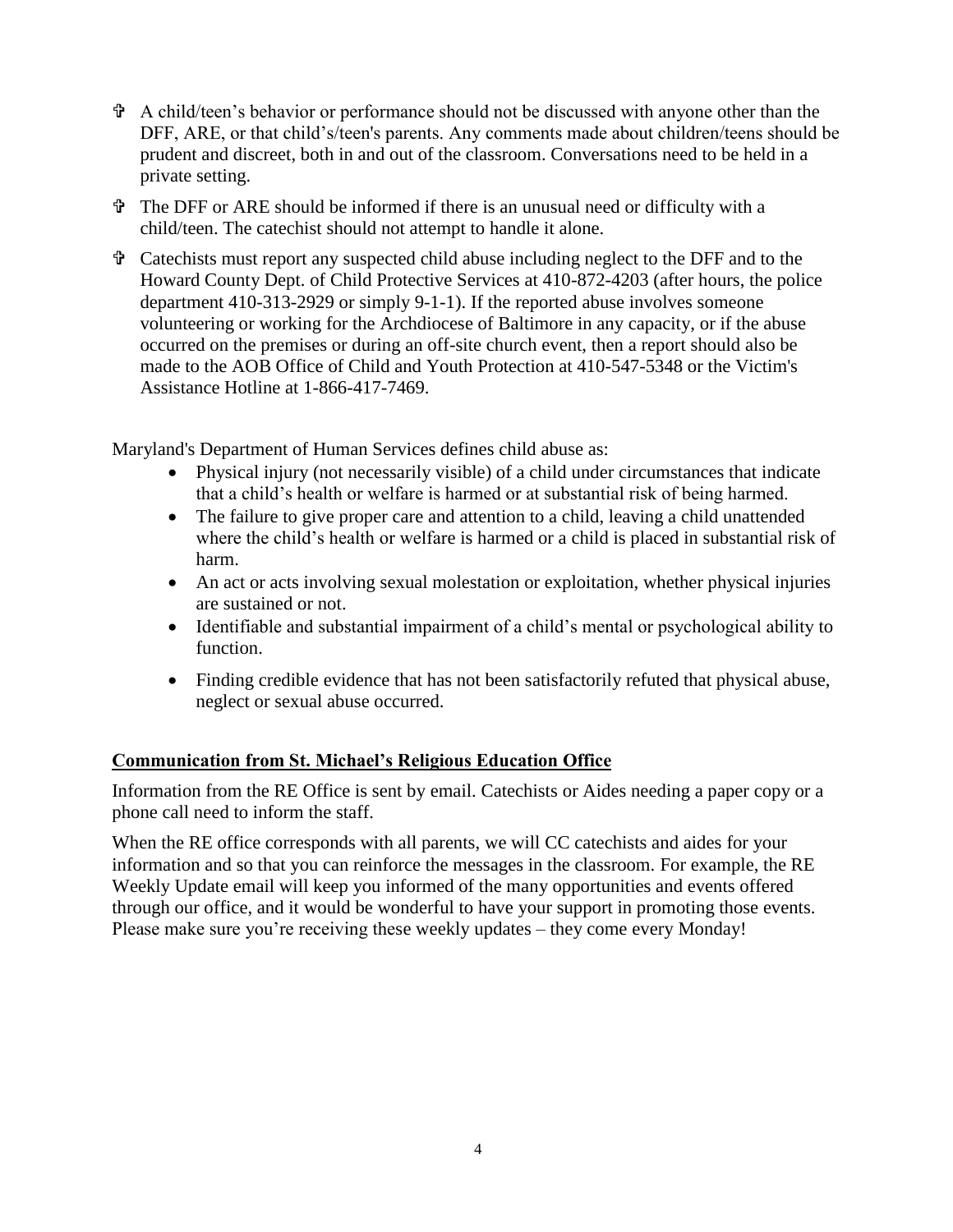- ✝ A child/teen's behavior or performance should not be discussed with anyone other than the DFF, ARE, or that child's/teen's parents. Any comments made about children/teens should be prudent and discreet, both in and out of the classroom. Conversations need to be held in a private setting.
- ✝ The DFF or ARE should be informed if there is an unusual need or difficulty with a child/teen. The catechist should not attempt to handle it alone.
- ✝ Catechists must report any suspected child abuse including neglect to the DFF and to the Howard County Dept. of Child Protective Services at 410-872-4203 (after hours, the police department 410-313-2929 or simply 9-1-1). If the reported abuse involves someone volunteering or working for the Archdiocese of Baltimore in any capacity, or if the abuse occurred on the premises or during an off-site church event, then a report should also be made to the AOB Office of Child and Youth Protection at 410-547-5348 or the Victim's Assistance Hotline at 1-866-417-7469.

Maryland's Department of Human Services defines child abuse as:

- Physical injury (not necessarily visible) of a child under circumstances that indicate that a child's health or welfare is harmed or at substantial risk of being harmed.
- The failure to give proper care and attention to a child, leaving a child unattended where the child's health or welfare is harmed or a child is placed in substantial risk of harm.
- An act or acts involving sexual molestation or exploitation, whether physical injuries are sustained or not.
- Identifiable and substantial impairment of a child's mental or psychological ability to function.
- Finding credible evidence that has not been satisfactorily refuted that physical abuse, neglect or sexual abuse occurred.

## Communication from St. Michael's Religious Education Office

Information from the RE Office is sent by email. Catechists or Aides needing a paper copy or a phone call need to inform the staff.

When the RE office corresponds with all parents, we will CC catechists and aides for your information and so that you can reinforce the messages in the classroom. For example, the RE Weekly Update email will keep you informed of the many opportunities and events offered through our office, and it would be wonderful to have your support in promoting those events. Please make sure you're receiving these weekly updates – they come every Monday!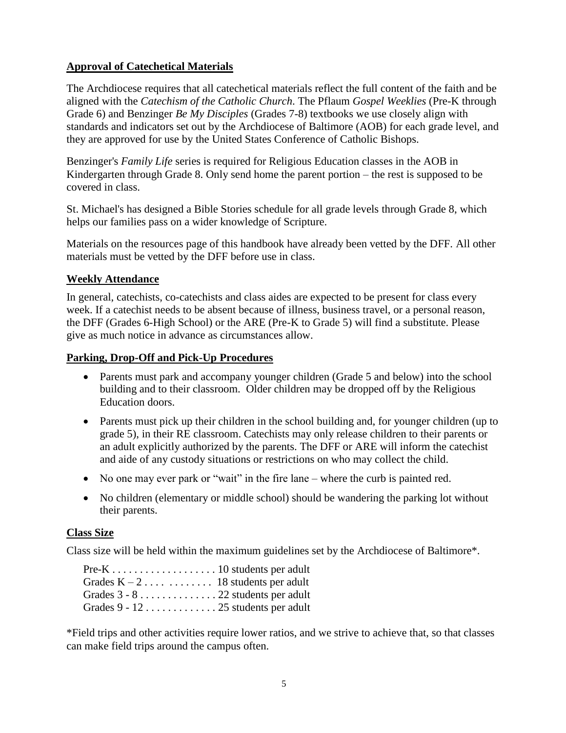## Approval of Catechetical Materials

The Archdiocese requires that all catechetical materials reflect the full content of the faith and be aligned with the *Catechism of the Catholic Church*. The Pflaum *Gospel Weeklies* (Pre-K through Grade 6) and Benzinger *Be My Disciples* (Grades 7-8) textbooks we use closely align with standards and indicators set out by the Archdiocese of Baltimore (AOB) for each grade level, and they are approved for use by the United States Conference of Catholic Bishops.

Benzinger's *Family Life* series is required for Religious Education classes in the AOB in Kindergarten through Grade 8. Only send home the parent portion – the rest is supposed to be covered in class.

St. Michael's has designed a Bible Stories schedule for all grade levels through Grade 8, which helps our families pass on a wider knowledge of Scripture.

Materials on the resources page of this handbook have already been vetted by the DFF. All other materials must be vetted by the DFF before use in class.

## Weekly Attendance

In general, catechists, co-catechists and class aides are expected to be present for class every week. If a catechist needs to be absent because of illness, business travel, or a personal reason, the DFF (Grades 6-High School) or the ARE (Pre-K to Grade 5) will find a substitute. Please give as much notice in advance as circumstances allow.

## Parking, Drop-Off and Pick-Up Procedures

- Parents must park and accompany younger children (Grade 5 and below) into the school building and to their classroom. Older children may be dropped off by the Religious Education doors.
- Parents must pick up their children in the school building and, for younger children (up to grade 5), in their RE classroom. Catechists may only release children to their parents or an adult explicitly authorized by the parents. The DFF or ARE will inform the catechist and aide of any custody situations or restrictions on who may collect the child.
- No one may ever park or "wait" in the fire lane – where the curb is painted red.
- No children (elementary or middle school) should be wandering the parking lot without their parents.

## Class Size

Class size will be held within the maximum guidelines set by the Archdiocese of Baltimore*.

Pre-K . . . . . . . . . . . . . . . . . . . 10 students per adult
Grades K – 2 . . . . . . . . . . . . 18 students per adult
Grades 3 - 8 . . . . . . . . . . . . . . 22 students per adult
Grades 9 - 12 . . . . . . . . . . . . . 25 students per adult

*Field trips and other activities require lower ratios, and we strive to achieve that, so that classes can make field trips around the campus often.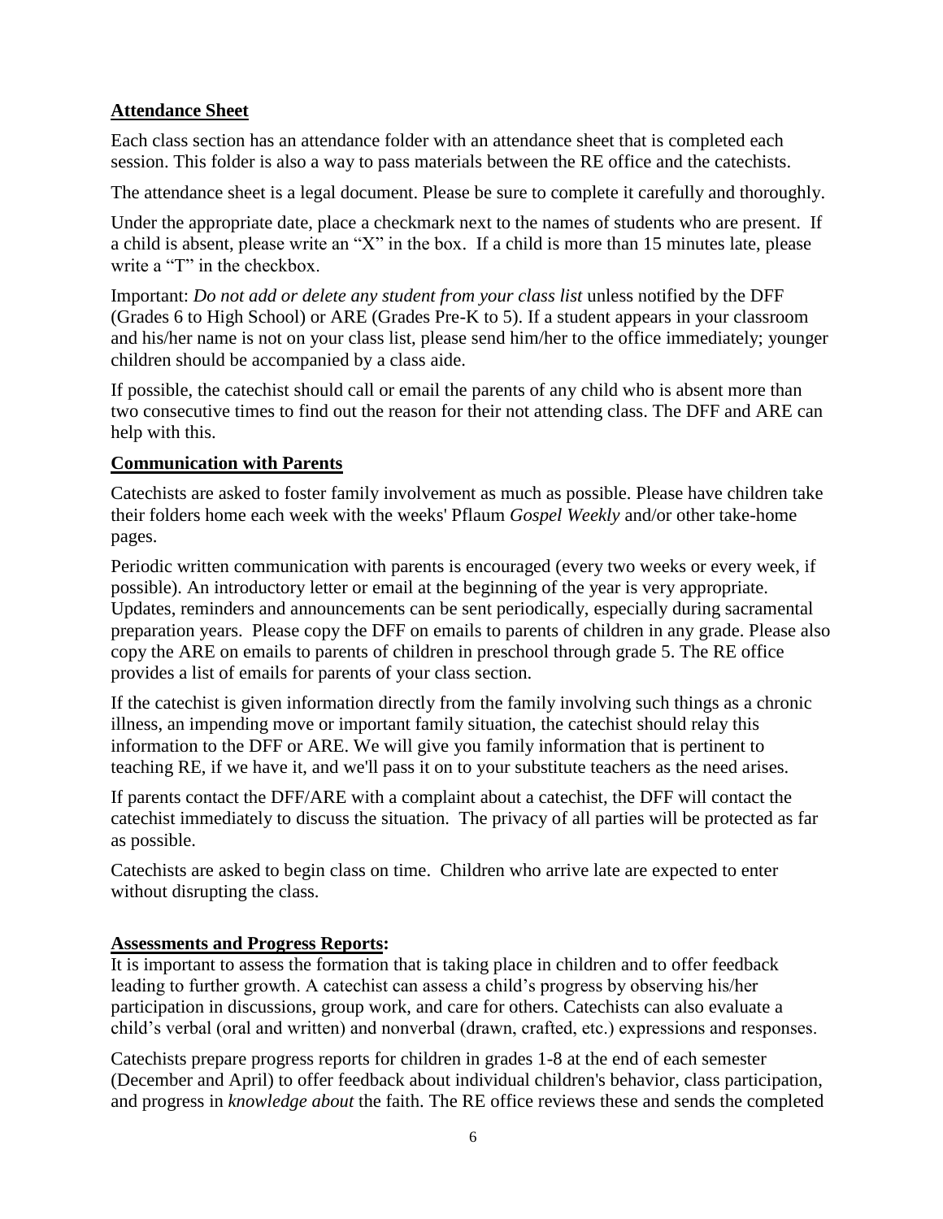## **Attendance Sheet**

Each class section has an attendance folder with an attendance sheet that is completed each session. This folder is also a way to pass materials between the RE office and the catechists.

The attendance sheet is a legal document. Please be sure to complete it carefully and thoroughly.

Under the appropriate date, place a checkmark next to the names of students who are present. If a child is absent, please write an "X" in the box. If a child is more than 15 minutes late, please write a "T" in the checkbox.

Important: *Do not add or delete any student from your class list* unless notified by the DFF (Grades 6 to High School) or ARE (Grades Pre-K to 5). If a student appears in your classroom and his/her name is not on your class list, please send him/her to the office immediately; younger children should be accompanied by a class aide.

If possible, the catechist should call or email the parents of any child who is absent more than two consecutive times to find out the reason for their not attending class. The DFF and ARE can help with this.

## **Communication with Parents**

Catechists are asked to foster family involvement as much as possible. Please have children take their folders home each week with the weeks' Pflaum *Gospel Weekly* and/or other take-home pages.

Periodic written communication with parents is encouraged (every two weeks or every week, if possible). An introductory letter or email at the beginning of the year is very appropriate. Updates, reminders and announcements can be sent periodically, especially during sacramental preparation years. Please copy the DFF on emails to parents of children in any grade. Please also copy the ARE on emails to parents of children in preschool through grade 5. The RE office provides a list of emails for parents of your class section.

If the catechist is given information directly from the family involving such things as a chronic illness, an impending move or important family situation, the catechist should relay this information to the DFF or ARE. We will give you family information that is pertinent to teaching RE, if we have it, and we'll pass it on to your substitute teachers as the need arises.

If parents contact the DFF/ARE with a complaint about a catechist, the DFF will contact the catechist immediately to discuss the situation. The privacy of all parties will be protected as far as possible.

Catechists are asked to begin class on time. Children who arrive late are expected to enter without disrupting the class.

## **Assessments and Progress Reports:**

It is important to assess the formation that is taking place in children and to offer feedback leading to further growth. A catechist can assess a child's progress by observing his/her participation in discussions, group work, and care for others. Catechists can also evaluate a child's verbal (oral and written) and nonverbal (drawn, crafted, etc.) expressions and responses.

Catechists prepare progress reports for children in grades 1-8 at the end of each semester (December and April) to offer feedback about individual children's behavior, class participation, and progress in *knowledge about* the faith. The RE office reviews these and sends the completed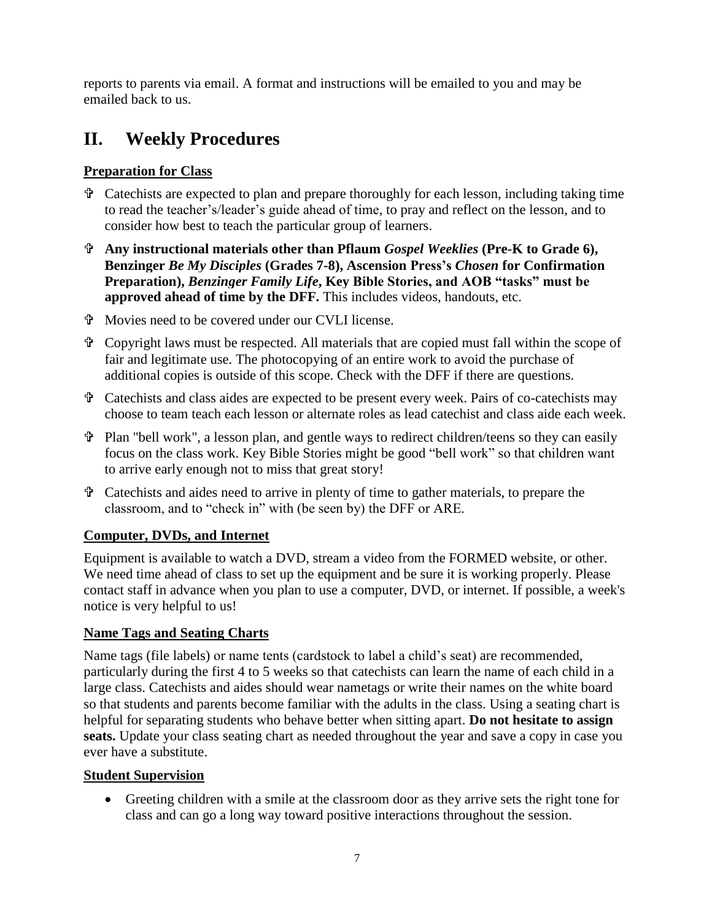reports to parents via email. A format and instructions will be emailed to you and may be emailed back to us.

# II. Weekly Procedures

### Preparation for Class

- Catechists are expected to plan and prepare thoroughly for each lesson, including taking time to read the teacher's/leader's guide ahead of time, to pray and reflect on the lesson, and to consider how best to teach the particular group of learners.
- **Any instructional materials other than Pflaum *Gospel Weeklies* (Pre-K to Grade 6), Benzinger *Be My Disciples* (Grades 7-8), Ascension Press's *Chosen* for Confirmation Preparation), *Benzinger Family Life*, Key Bible Stories, and AOB "tasks" must be approved ahead of time by the DFF.** This includes videos, handouts, etc.
- Movies need to be covered under our CVLI license.
- Copyright laws must be respected. All materials that are copied must fall within the scope of fair and legitimate use. The photocopying of an entire work to avoid the purchase of additional copies is outside of this scope. Check with the DFF if there are questions.
- Catechists and class aides are expected to be present every week. Pairs of co-catechists may choose to team teach each lesson or alternate roles as lead catechist and class aide each week.
- Plan "bell work", a lesson plan, and gentle ways to redirect children/teens so they can easily focus on the class work. Key Bible Stories might be good "bell work" so that children want to arrive early enough not to miss that great story!
- Catechists and aides need to arrive in plenty of time to gather materials, to prepare the classroom, and to "check in" with (be seen by) the DFF or ARE.

### Computer, DVDs, and Internet

Equipment is available to watch a DVD, stream a video from the FORMED website, or other. We need time ahead of class to set up the equipment and be sure it is working properly. Please contact staff in advance when you plan to use a computer, DVD, or internet. If possible, a week's notice is very helpful to us!

### Name Tags and Seating Charts

Name tags (file labels) or name tents (cardstock to label a child's seat) are recommended, particularly during the first 4 to 5 weeks so that catechists can learn the name of each child in a large class. Catechists and aides should wear nametags or write their names on the white board so that students and parents become familiar with the adults in the class. Using a seating chart is helpful for separating students who behave better when sitting apart. **Do not hesitate to assign seats.** Update your class seating chart as needed throughout the year and save a copy in case you ever have a substitute.

### Student Supervision

- Greeting children with a smile at the classroom door as they arrive sets the right tone for class and can go a long way toward positive interactions throughout the session.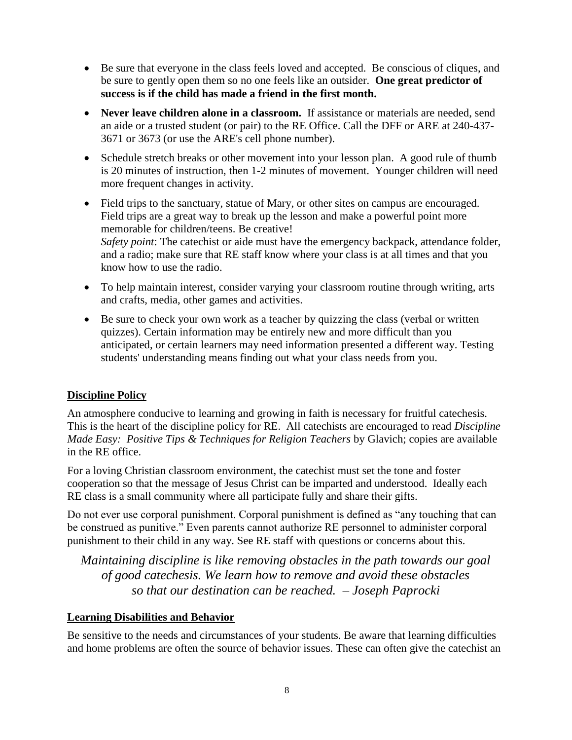- Be sure that everyone in the class feels loved and accepted. Be conscious of cliques, and be sure to gently open them so no one feels like an outsider. **One great predictor of success is if the child has made a friend in the first month.**
- **Never leave children alone in a classroom.** If assistance or materials are needed, send an aide or a trusted student (or pair) to the RE Office. Call the DFF or ARE at 240-437-3671 or 3673 (or use the ARE's cell phone number).
- Schedule stretch breaks or other movement into your lesson plan. A good rule of thumb is 20 minutes of instruction, then 1-2 minutes of movement. Younger children will need more frequent changes in activity.
- Field trips to the sanctuary, statue of Mary, or other sites on campus are encouraged. Field trips are a great way to break up the lesson and make a powerful point more memorable for children/teens. Be creative!
  *Safety point*: The catechist or aide must have the emergency backpack, attendance folder, and a radio; make sure that RE staff know where your class is at all times and that you know how to use the radio.
- To help maintain interest, consider varying your classroom routine through writing, arts and crafts, media, other games and activities.
- Be sure to check your own work as a teacher by quizzing the class (verbal or written quizzes). Certain information may be entirely new and more difficult than you anticipated, or certain learners may need information presented a different way. Testing students' understanding means finding out what your class needs from you.

## Discipline Policy

An atmosphere conducive to learning and growing in faith is necessary for fruitful catechesis. This is the heart of the discipline policy for RE. All catechists are encouraged to read *Discipline Made Easy: Positive Tips & Techniques for Religion Teachers* by Glavich; copies are available in the RE office.

For a loving Christian classroom environment, the catechist must set the tone and foster cooperation so that the message of Jesus Christ can be imparted and understood. Ideally each RE class is a small community where all participate fully and share their gifts.

Do not ever use corporal punishment. Corporal punishment is defined as "any touching that can be construed as punitive." Even parents cannot authorize RE personnel to administer corporal punishment to their child in any way. See RE staff with questions or concerns about this.

*Maintaining discipline is like removing obstacles in the path towards our goal of good catechesis. We learn how to remove and avoid these obstacles so that our destination can be reached. – Joseph Paprocki*

## Learning Disabilities and Behavior

Be sensitive to the needs and circumstances of your students. Be aware that learning difficulties and home problems are often the source of behavior issues. These can often give the catechist an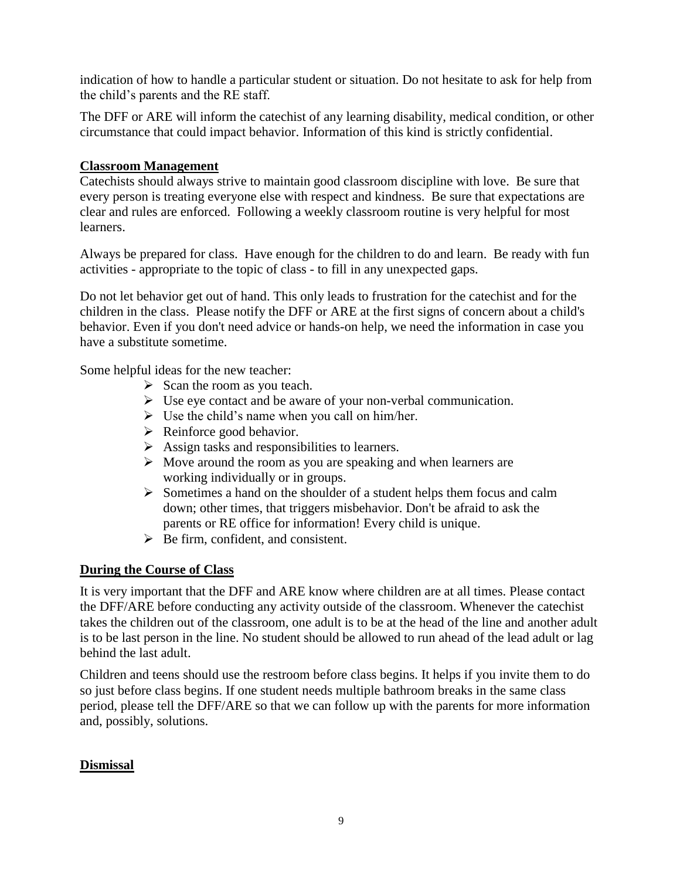indication of how to handle a particular student or situation. Do not hesitate to ask for help from the child's parents and the RE staff.

The DFF or ARE will inform the catechist of any learning disability, medical condition, or other circumstance that could impact behavior. Information of this kind is strictly confidential.

## Classroom Management

Catechists should always strive to maintain good classroom discipline with love. Be sure that every person is treating everyone else with respect and kindness. Be sure that expectations are clear and rules are enforced. Following a weekly classroom routine is very helpful for most learners.

Always be prepared for class. Have enough for the children to do and learn. Be ready with fun activities - appropriate to the topic of class - to fill in any unexpected gaps.

Do not let behavior get out of hand. This only leads to frustration for the catechist and for the children in the class. Please notify the DFF or ARE at the first signs of concern about a child's behavior. Even if you don't need advice or hands-on help, we need the information in case you have a substitute sometime.

Some helpful ideas for the new teacher:

- Scan the room as you teach.
- Use eye contact and be aware of your non-verbal communication.
- Use the child's name when you call on him/her.
- Reinforce good behavior.
- Assign tasks and responsibilities to learners.
- Move around the room as you are speaking and when learners are working individually or in groups.
- Sometimes a hand on the shoulder of a student helps them focus and calm down; other times, that triggers misbehavior. Don't be afraid to ask the parents or RE office for information! Every child is unique.
- Be firm, confident, and consistent.

## During the Course of Class

It is very important that the DFF and ARE know where children are at all times. Please contact the DFF/ARE before conducting any activity outside of the classroom. Whenever the catechist takes the children out of the classroom, one adult is to be at the head of the line and another adult is to be last person in the line. No student should be allowed to run ahead of the lead adult or lag behind the last adult.

Children and teens should use the restroom before class begins. It helps if you invite them to do so just before class begins. If one student needs multiple bathroom breaks in the same class period, please tell the DFF/ARE so that we can follow up with the parents for more information and, possibly, solutions.

## Dismissal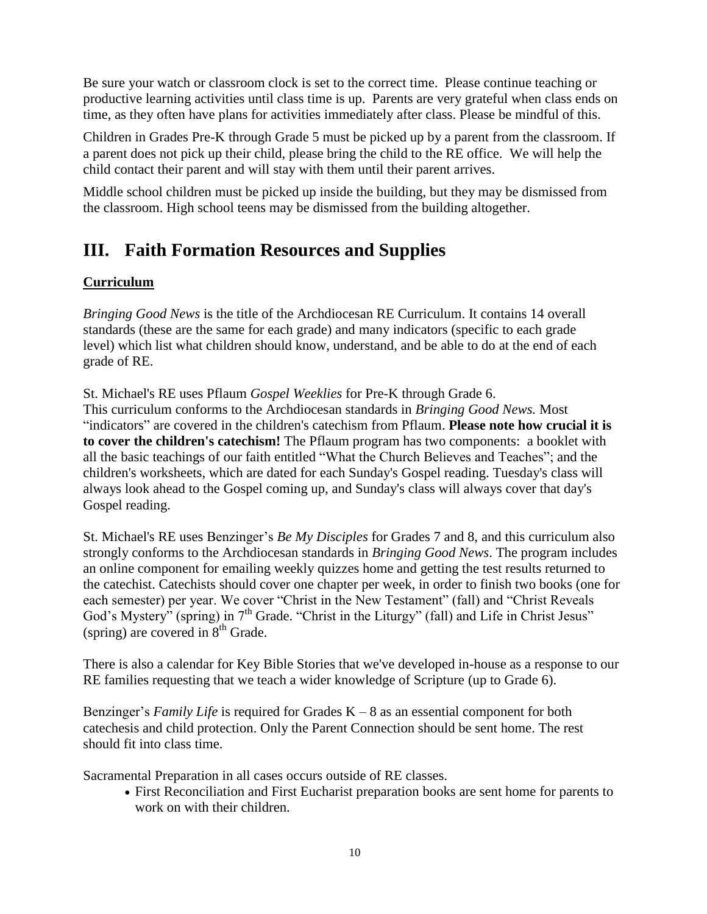Be sure your watch or classroom clock is set to the correct time. Please continue teaching or productive learning activities until class time is up. Parents are very grateful when class ends on time, as they often have plans for activities immediately after class. Please be mindful of this.

Children in Grades Pre-K through Grade 5 must be picked up by a parent from the classroom. If a parent does not pick up their child, please bring the child to the RE office. We will help the child contact their parent and will stay with them until their parent arrives.

Middle school children must be picked up inside the building, but they may be dismissed from the classroom. High school teens may be dismissed from the building altogether.

## III. Faith Formation Resources and Supplies

### Curriculum

*Bringing Good News* is the title of the Archdiocesan RE Curriculum. It contains 14 overall standards (these are the same for each grade) and many indicators (specific to each grade level) which list what children should know, understand, and be able to do at the end of each grade of RE.

St. Michael's RE uses Pflaum *Gospel Weeklies* for Pre-K through Grade 6. This curriculum conforms to the Archdiocesan standards in *Bringing Good News.* Most "indicators" are covered in the children's catechism from Pflaum. **Please note how crucial it is to cover the children's catechism!** The Pflaum program has two components: a booklet with all the basic teachings of our faith entitled "What the Church Believes and Teaches"; and the children's worksheets, which are dated for each Sunday's Gospel reading. Tuesday's class will always look ahead to the Gospel coming up, and Sunday's class will always cover that day's Gospel reading.

St. Michael's RE uses Benzinger's *Be My Disciples* for Grades 7 and 8, and this curriculum also strongly conforms to the Archdiocesan standards in *Bringing Good News*. The program includes an online component for emailing weekly quizzes home and getting the test results returned to the catechist. Catechists should cover one chapter per week, in order to finish two books (one for each semester) per year. We cover "Christ in the New Testament" (fall) and "Christ Reveals God's Mystery" (spring) in 7th Grade. "Christ in the Liturgy" (fall) and Life in Christ Jesus" (spring) are covered in 8th Grade.

There is also a calendar for Key Bible Stories that we've developed in-house as a response to our RE families requesting that we teach a wider knowledge of Scripture (up to Grade 6).

Benzinger's *Family Life* is required for Grades K – 8 as an essential component for both catechesis and child protection. Only the Parent Connection should be sent home. The rest should fit into class time.

Sacramental Preparation in all cases occurs outside of RE classes.

- First Reconciliation and First Eucharist preparation books are sent home for parents to work on with their children.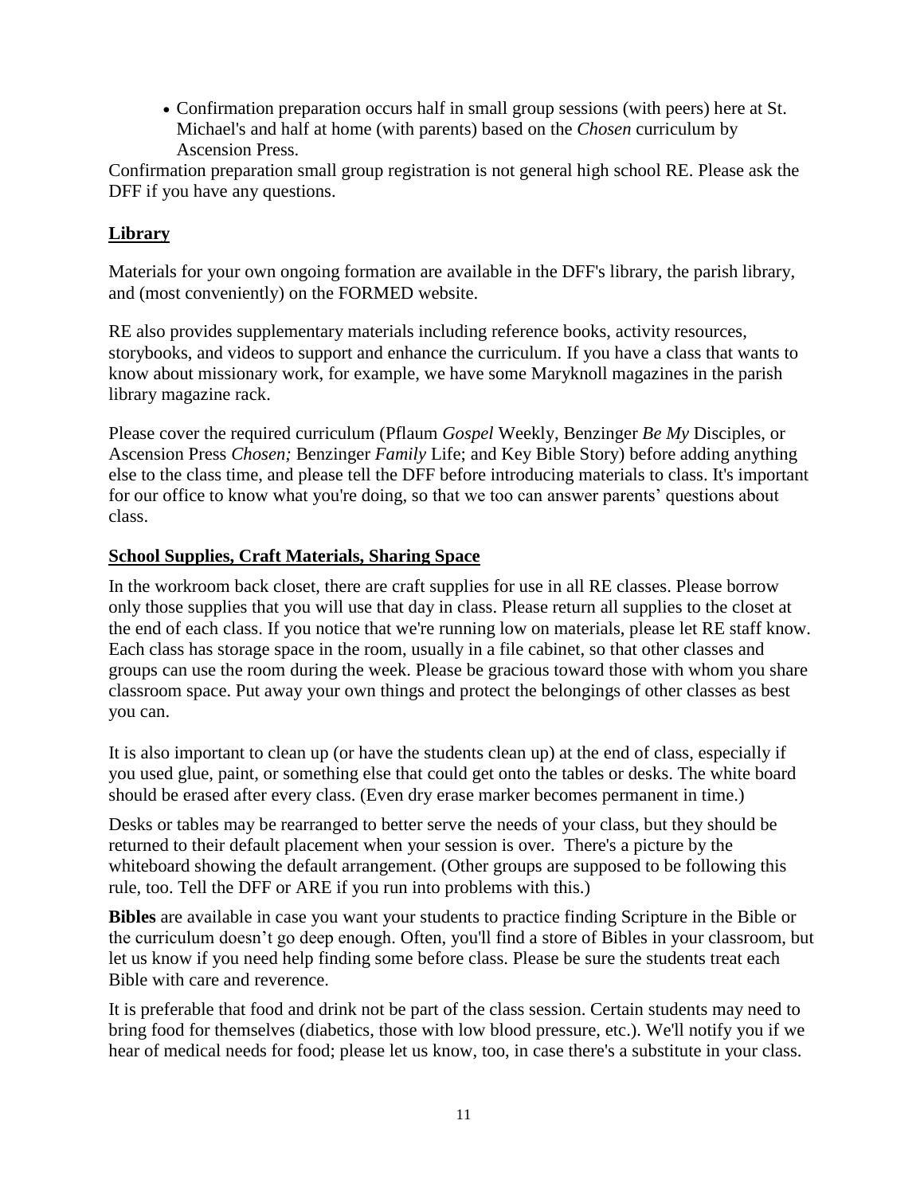- Confirmation preparation occurs half in small group sessions (with peers) here at St. Michael's and half at home (with parents) based on the *Chosen* curriculum by Ascension Press.

Confirmation preparation small group registration is not general high school RE. Please ask the DFF if you have any questions.

## Library

Materials for your own ongoing formation are available in the DFF's library, the parish library, and (most conveniently) on the FORMED website.

RE also provides supplementary materials including reference books, activity resources, storybooks, and videos to support and enhance the curriculum. If you have a class that wants to know about missionary work, for example, we have some Maryknoll magazines in the parish library magazine rack.

Please cover the required curriculum (Pflaum *Gospel* Weekly, Benzinger *Be My* Disciples, or Ascension Press *Chosen;* Benzinger *Family* Life; and Key Bible Story) before adding anything else to the class time, and please tell the DFF before introducing materials to class. It's important for our office to know what you're doing, so that we too can answer parents' questions about class.

## School Supplies, Craft Materials, Sharing Space

In the workroom back closet, there are craft supplies for use in all RE classes. Please borrow only those supplies that you will use that day in class. Please return all supplies to the closet at the end of each class. If you notice that we're running low on materials, please let RE staff know. Each class has storage space in the room, usually in a file cabinet, so that other classes and groups can use the room during the week. Please be gracious toward those with whom you share classroom space. Put away your own things and protect the belongings of other classes as best you can.

It is also important to clean up (or have the students clean up) at the end of class, especially if you used glue, paint, or something else that could get onto the tables or desks. The white board should be erased after every class. (Even dry erase marker becomes permanent in time.)

Desks or tables may be rearranged to better serve the needs of your class, but they should be returned to their default placement when your session is over. There's a picture by the whiteboard showing the default arrangement. (Other groups are supposed to be following this rule, too. Tell the DFF or ARE if you run into problems with this.)

**Bibles** are available in case you want your students to practice finding Scripture in the Bible or the curriculum doesn't go deep enough. Often, you'll find a store of Bibles in your classroom, but let us know if you need help finding some before class. Please be sure the students treat each Bible with care and reverence.

It is preferable that food and drink not be part of the class session. Certain students may need to bring food for themselves (diabetics, those with low blood pressure, etc.). We'll notify you if we hear of medical needs for food; please let us know, too, in case there's a substitute in your class.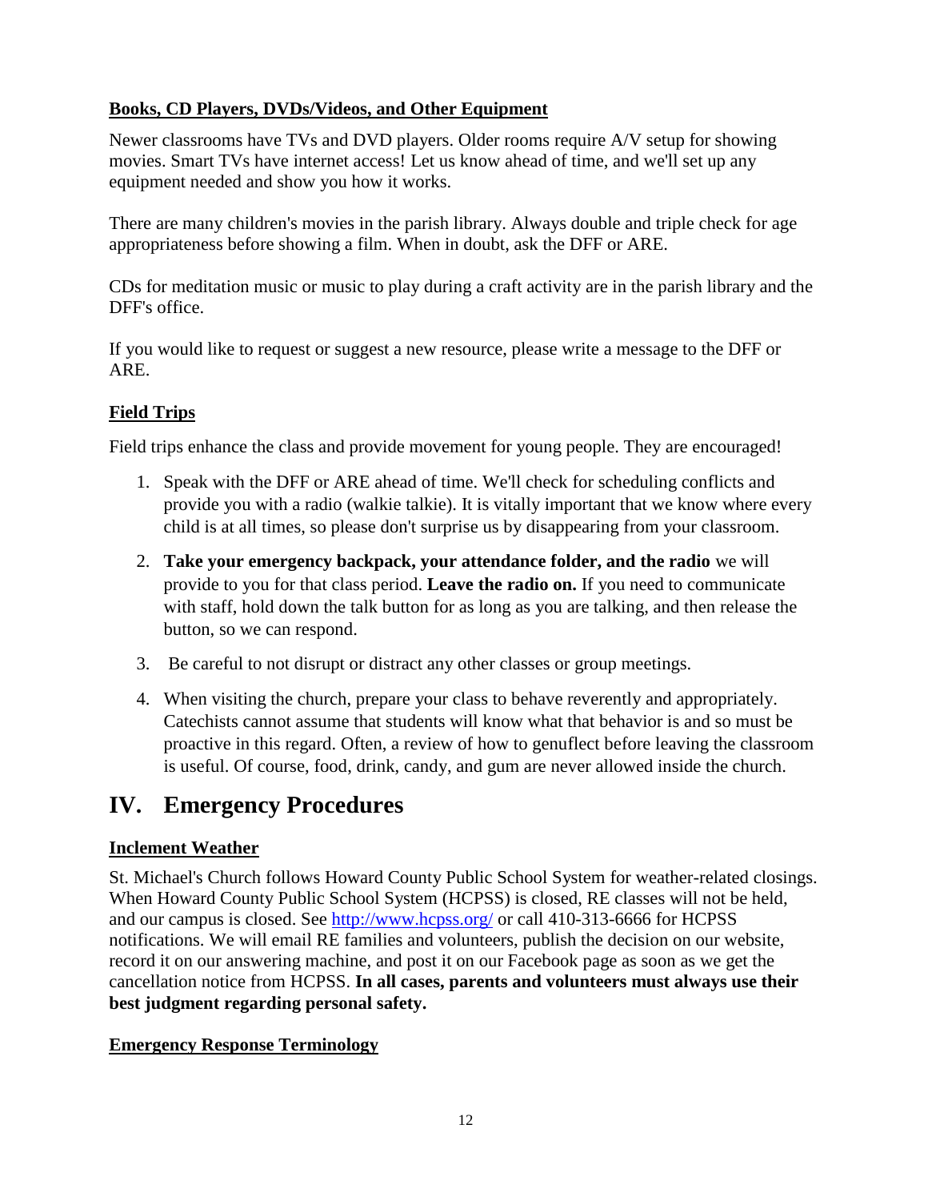**Books, CD Players, DVDs/Videos, and Other Equipment**

Newer classrooms have TVs and DVD players. Older rooms require A/V setup for showing movies. Smart TVs have internet access! Let us know ahead of time, and we'll set up any equipment needed and show you how it works.

There are many children's movies in the parish library. Always double and triple check for age appropriateness before showing a film. When in doubt, ask the DFF or ARE.

CDs for meditation music or music to play during a craft activity are in the parish library and the DFF's office.

If you would like to request or suggest a new resource, please write a message to the DFF or ARE.

**Field Trips**

Field trips enhance the class and provide movement for young people. They are encouraged!

1. Speak with the DFF or ARE ahead of time. We'll check for scheduling conflicts and provide you with a radio (walkie talkie). It is vitally important that we know where every child is at all times, so please don't surprise us by disappearing from your classroom.
2. **Take your emergency backpack, your attendance folder, and the radio** we will provide to you for that class period. **Leave the radio on.** If you need to communicate with staff, hold down the talk button for as long as you are talking, and then release the button, so we can respond.
3. Be careful to not disrupt or distract any other classes or group meetings.
4. When visiting the church, prepare your class to behave reverently and appropriately. Catechists cannot assume that students will know what that behavior is and so must be proactive in this regard. Often, a review of how to genuflect before leaving the classroom is useful. Of course, food, drink, candy, and gum are never allowed inside the church.

# IV. Emergency Procedures

**Inclement Weather**

St. Michael's Church follows Howard County Public School System for weather-related closings. When Howard County Public School System (HCPSS) is closed, RE classes will not be held, and our campus is closed. See http://www.hcpss.org/ or call 410-313-6666 for HCPSS notifications. We will email RE families and volunteers, publish the decision on our website, record it on our answering machine, and post it on our Facebook page as soon as we get the cancellation notice from HCPSS. **In all cases, parents and volunteers must always use their best judgment regarding personal safety.**

**Emergency Response Terminology**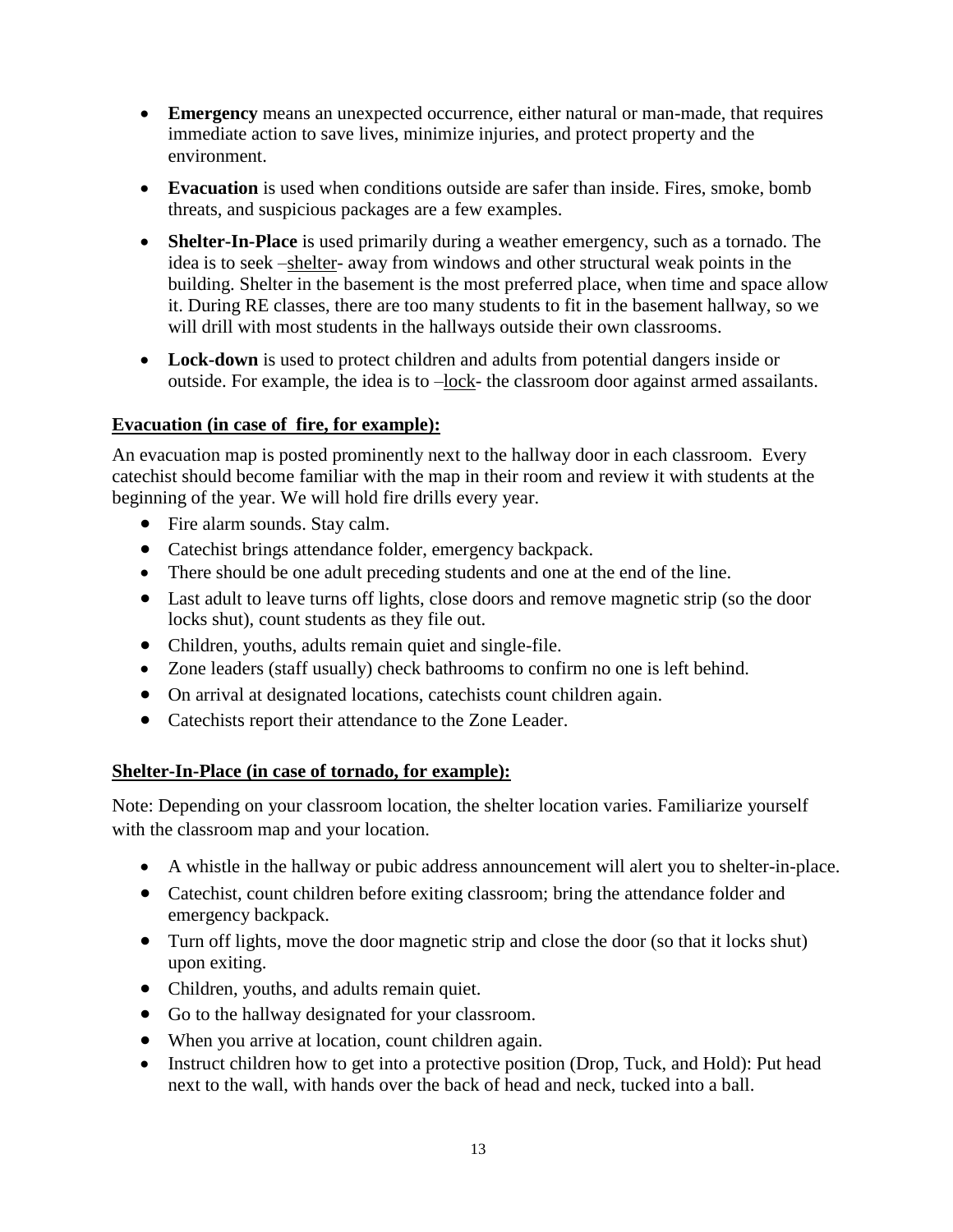- **Emergency** means an unexpected occurrence, either natural or man-made, that requires immediate action to save lives, minimize injuries, and protect property and the environment.
- **Evacuation** is used when conditions outside are safer than inside. Fires, smoke, bomb threats, and suspicious packages are a few examples.
- **Shelter-In-Place** is used primarily during a weather emergency, such as a tornado. The idea is to seek –shelter- away from windows and other structural weak points in the building. Shelter in the basement is the most preferred place, when time and space allow it. During RE classes, there are too many students to fit in the basement hallway, so we will drill with most students in the hallways outside their own classrooms.
- **Lock-down** is used to protect children and adults from potential dangers inside or outside. For example, the idea is to –lock- the classroom door against armed assailants.

**Evacuation (in case of fire, for example):**

An evacuation map is posted prominently next to the hallway door in each classroom. Every catechist should become familiar with the map in their room and review it with students at the beginning of the year. We will hold fire drills every year.

- Fire alarm sounds. Stay calm.
- Catechist brings attendance folder, emergency backpack.
- There should be one adult preceding students and one at the end of the line.
- Last adult to leave turns off lights, close doors and remove magnetic strip (so the door locks shut), count students as they file out.
- Children, youths, adults remain quiet and single-file.
- Zone leaders (staff usually) check bathrooms to confirm no one is left behind.
- On arrival at designated locations, catechists count children again.
- Catechists report their attendance to the Zone Leader.

**Shelter-In-Place (in case of tornado, for example):**

Note: Depending on your classroom location, the shelter location varies. Familiarize yourself with the classroom map and your location.

- A whistle in the hallway or pubic address announcement will alert you to shelter-in-place.
- Catechist, count children before exiting classroom; bring the attendance folder and emergency backpack.
- Turn off lights, move the door magnetic strip and close the door (so that it locks shut) upon exiting.
- Children, youths, and adults remain quiet.
- Go to the hallway designated for your classroom.
- When you arrive at location, count children again.
- Instruct children how to get into a protective position (Drop, Tuck, and Hold): Put head next to the wall, with hands over the back of head and neck, tucked into a ball.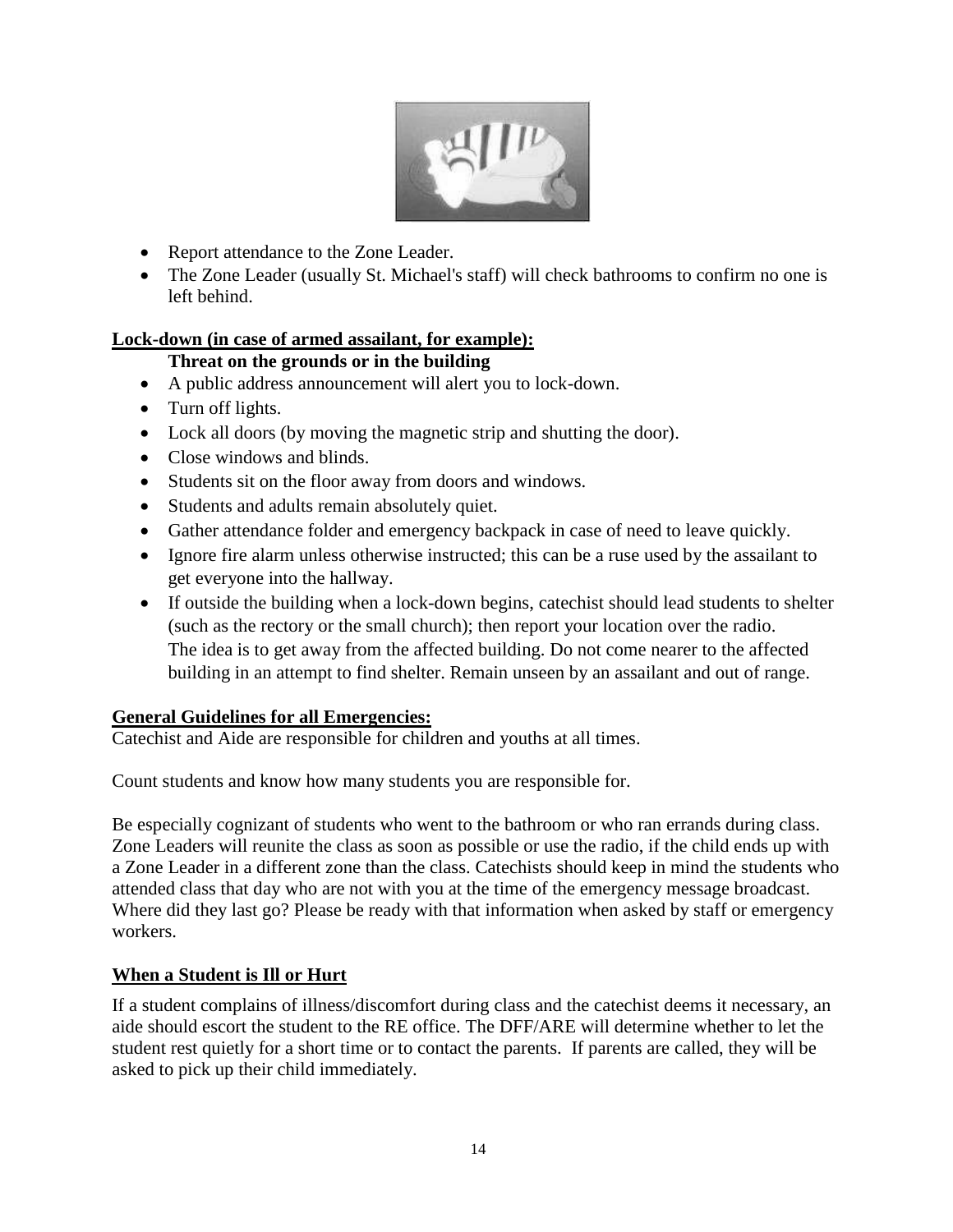- Report attendance to the Zone Leader.
- The Zone Leader (usually St. Michael's staff) will check bathrooms to confirm no one is left behind.

**Lock-down (in case of armed assailant, for example):**

**Threat on the grounds or in the building**

- A public address announcement will alert you to lock-down.
- Turn off lights.
- Lock all doors (by moving the magnetic strip and shutting the door).
- Close windows and blinds.
- Students sit on the floor away from doors and windows.
- Students and adults remain absolutely quiet.
- Gather attendance folder and emergency backpack in case of need to leave quickly.
- Ignore fire alarm unless otherwise instructed; this can be a ruse used by the assailant to get everyone into the hallway.
- If outside the building when a lock-down begins, catechist should lead students to shelter (such as the rectory or the small church); then report your location over the radio. The idea is to get away from the affected building. Do not come nearer to the affected building in an attempt to find shelter. Remain unseen by an assailant and out of range.

**General Guidelines for all Emergencies:**

Catechist and Aide are responsible for children and youths at all times.

Count students and know how many students you are responsible for.

Be especially cognizant of students who went to the bathroom or who ran errands during class. Zone Leaders will reunite the class as soon as possible or use the radio, if the child ends up with a Zone Leader in a different zone than the class. Catechists should keep in mind the students who attended class that day who are not with you at the time of the emergency message broadcast. Where did they last go? Please be ready with that information when asked by staff or emergency workers.

**When a Student is Ill or Hurt**

If a student complains of illness/discomfort during class and the catechist deems it necessary, an aide should escort the student to the RE office. The DFF/ARE will determine whether to let the student rest quietly for a short time or to contact the parents. If parents are called, they will be asked to pick up their child immediately.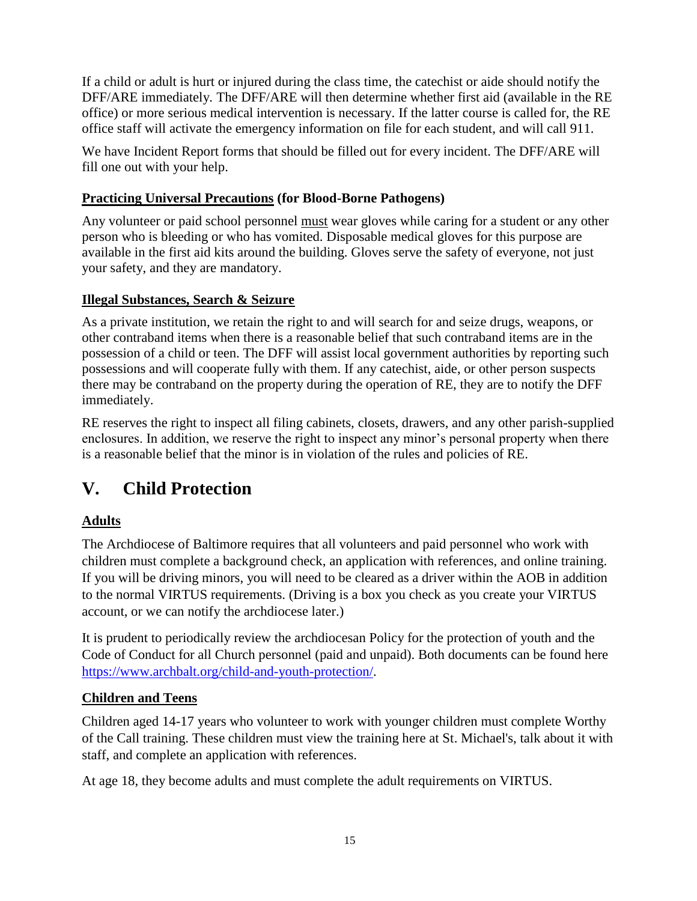If a child or adult is hurt or injured during the class time, the catechist or aide should notify the DFF/ARE immediately. The DFF/ARE will then determine whether first aid (available in the RE office) or more serious medical intervention is necessary. If the latter course is called for, the RE office staff will activate the emergency information on file for each student, and will call 911.

We have Incident Report forms that should be filled out for every incident. The DFF/ARE will fill one out with your help.

### Practicing Universal Precautions (for Blood-Borne Pathogens)

Any volunteer or paid school personnel must wear gloves while caring for a student or any other person who is bleeding or who has vomited. Disposable medical gloves for this purpose are available in the first aid kits around the building. Gloves serve the safety of everyone, not just your safety, and they are mandatory.

### Illegal Substances, Search & Seizure

As a private institution, we retain the right to and will search for and seize drugs, weapons, or other contraband items when there is a reasonable belief that such contraband items are in the possession of a child or teen. The DFF will assist local government authorities by reporting such possessions and will cooperate fully with them. If any catechist, aide, or other person suspects there may be contraband on the property during the operation of RE, they are to notify the DFF immediately.

RE reserves the right to inspect all filing cabinets, closets, drawers, and any other parish-supplied enclosures. In addition, we reserve the right to inspect any minor's personal property when there is a reasonable belief that the minor is in violation of the rules and policies of RE.

## V. Child Protection

### Adults

The Archdiocese of Baltimore requires that all volunteers and paid personnel who work with children must complete a background check, an application with references, and online training. If you will be driving minors, you will need to be cleared as a driver within the AOB in addition to the normal VIRTUS requirements. (Driving is a box you check as you create your VIRTUS account, or we can notify the archdiocese later.)

It is prudent to periodically review the archdiocesan Policy for the protection of youth and the Code of Conduct for all Church personnel (paid and unpaid). Both documents can be found here https://www.archbalt.org/child-and-youth-protection/.

### Children and Teens

Children aged 14-17 years who volunteer to work with younger children must complete Worthy of the Call training. These children must view the training here at St. Michael's, talk about it with staff, and complete an application with references.

At age 18, they become adults and must complete the adult requirements on VIRTUS.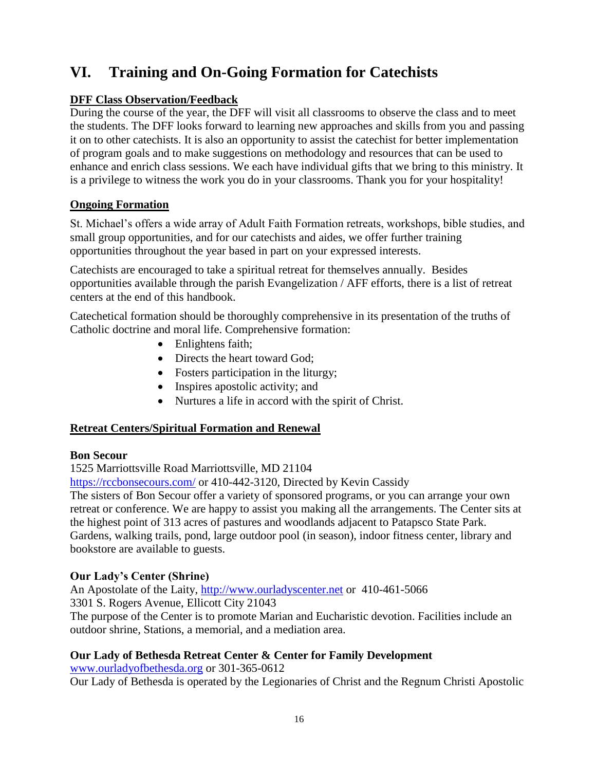# VI. Training and On-Going Formation for Catechists

**DFF Class Observation/Feedback**

During the course of the year, the DFF will visit all classrooms to observe the class and to meet the students. The DFF looks forward to learning new approaches and skills from you and passing it on to other catechists. It is also an opportunity to assist the catechist for better implementation of program goals and to make suggestions on methodology and resources that can be used to enhance and enrich class sessions. We each have individual gifts that we bring to this ministry. It is a privilege to witness the work you do in your classrooms. Thank you for your hospitality!

**Ongoing Formation**

St. Michael's offers a wide array of Adult Faith Formation retreats, workshops, bible studies, and small group opportunities, and for our catechists and aides, we offer further training opportunities throughout the year based in part on your expressed interests.

Catechists are encouraged to take a spiritual retreat for themselves annually. Besides opportunities available through the parish Evangelization / AFF efforts, there is a list of retreat centers at the end of this handbook.

Catechetical formation should be thoroughly comprehensive in its presentation of the truths of Catholic doctrine and moral life. Comprehensive formation:

- Enlightens faith;
- Directs the heart toward God;
- Fosters participation in the liturgy;
- Inspires apostolic activity; and
- Nurtures a life in accord with the spirit of Christ.

**Retreat Centers/Spiritual Formation and Renewal**

**Bon Secour**

1525 Marriottsville Road Marriottsville, MD 21104

https://rccbonsecours.com/ or 410-442-3120, Directed by Kevin Cassidy

The sisters of Bon Secour offer a variety of sponsored programs, or you can arrange your own retreat or conference. We are happy to assist you making all the arrangements. The Center sits at the highest point of 313 acres of pastures and woodlands adjacent to Patapsco State Park. Gardens, walking trails, pond, large outdoor pool (in season), indoor fitness center, library and bookstore are available to guests.

**Our Lady's Center (Shrine)**

An Apostolate of the Laity, http://www.ourladyscenter.net or 410-461-5066

3301 S. Rogers Avenue, Ellicott City 21043

The purpose of the Center is to promote Marian and Eucharistic devotion. Facilities include an outdoor shrine, Stations, a memorial, and a mediation area.

**Our Lady of Bethesda Retreat Center & Center for Family Development**

www.ourladyofbethesda.org or 301-365-0612

Our Lady of Bethesda is operated by the Legionaries of Christ and the Regnum Christi Apostolic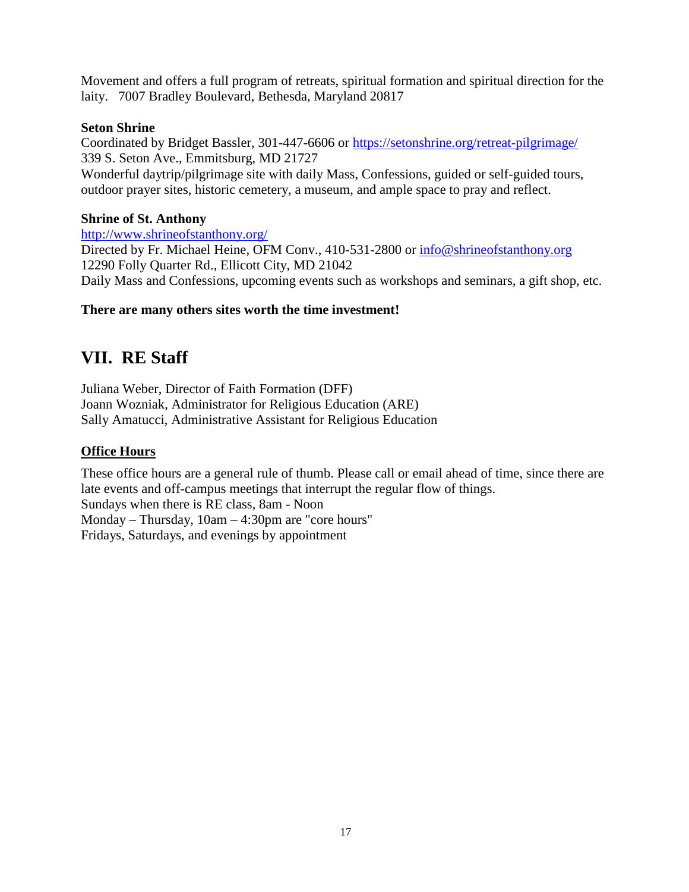Movement and offers a full program of retreats, spiritual formation and spiritual direction for the laity. 7007 Bradley Boulevard, Bethesda, Maryland 20817

**Seton Shrine**

Coordinated by Bridget Bassler, 301-447-6606 or https://setonshrine.org/retreat-pilgrimage/
339 S. Seton Ave., Emmitsburg, MD 21727
Wonderful daytrip/pilgrimage site with daily Mass, Confessions, guided or self-guided tours, outdoor prayer sites, historic cemetery, a museum, and ample space to pray and reflect.

**Shrine of St. Anthony**

http://www.shrineofstanthony.org/
Directed by Fr. Michael Heine, OFM Conv., 410-531-2800 or info@shrineofstanthony.org
12290 Folly Quarter Rd., Ellicott City, MD 21042
Daily Mass and Confessions, upcoming events such as workshops and seminars, a gift shop, etc.

**There are many others sites worth the time investment!**

## VII. RE Staff

Juliana Weber, Director of Faith Formation (DFF)
Joann Wozniak, Administrator for Religious Education (ARE)
Sally Amatucci, Administrative Assistant for Religious Education

### Office Hours

These office hours are a general rule of thumb. Please call or email ahead of time, since there are late events and off-campus meetings that interrupt the regular flow of things.
Sundays when there is RE class, 8am - Noon
Monday – Thursday, 10am – 4:30pm are "core hours"
Fridays, Saturdays, and evenings by appointment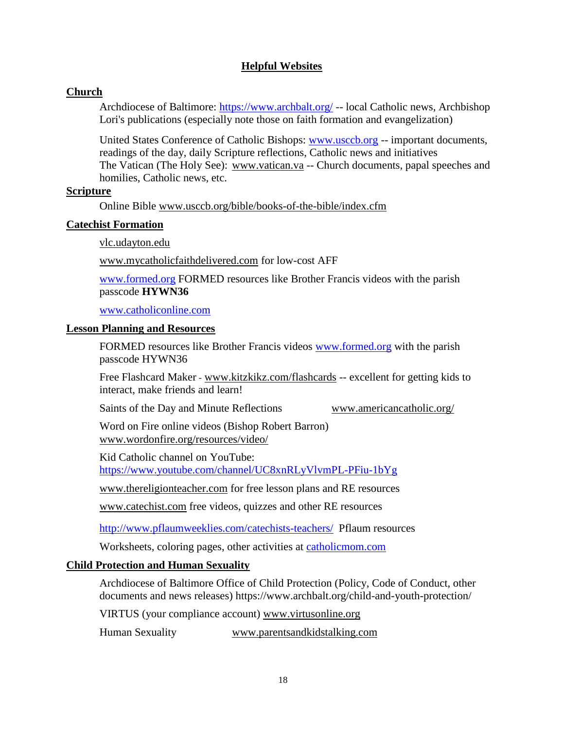## Helpful Websites

### Church

Archdiocese of Baltimore: https://www.archbalt.org/ -- local Catholic news, Archbishop Lori's publications (especially note those on faith formation and evangelization)

United States Conference of Catholic Bishops: www.usccb.org -- important documents, readings of the day, daily Scripture reflections, Catholic news and initiatives
The Vatican (The Holy See): www.vatican.va -- Church documents, papal speeches and homilies, Catholic news, etc.

### Scripture

Online Bible www.usccb.org/bible/books-of-the-bible/index.cfm

### Catechist Formation

vlc.udayton.edu

www.mycatholicfaithdelivered.com for low-cost AFF

www.formed.org FORMED resources like Brother Francis videos with the parish passcode **HYWN36**

www.catholiconline.com

### Lesson Planning and Resources

FORMED resources like Brother Francis videos www.formed.org with the parish passcode HYWN36

Free Flashcard Maker - www.kitzkikz.com/flashcards -- excellent for getting kids to interact, make friends and learn!

Saints of the Day and Minute Reflections www.americancatholic.org/

Word on Fire online videos (Bishop Robert Barron)
www.wordonfire.org/resources/video/

Kid Catholic channel on YouTube:
https://www.youtube.com/channel/UC8xnRLyVlvmPL-PFiu-1bYg

www.thereligionteacher.com for free lesson plans and RE resources

www.catechist.com free videos, quizzes and other RE resources

http://www.pflaumweeklies.com/catechists-teachers/ Pflaum resources

Worksheets, coloring pages, other activities at catholicmom.com

### Child Protection and Human Sexuality

Archdiocese of Baltimore Office of Child Protection (Policy, Code of Conduct, other documents and news releases) https://www.archbalt.org/child-and-youth-protection/

VIRTUS (your compliance account) www.virtusonline.org

Human Sexuality www.parentsandkidstalking.com